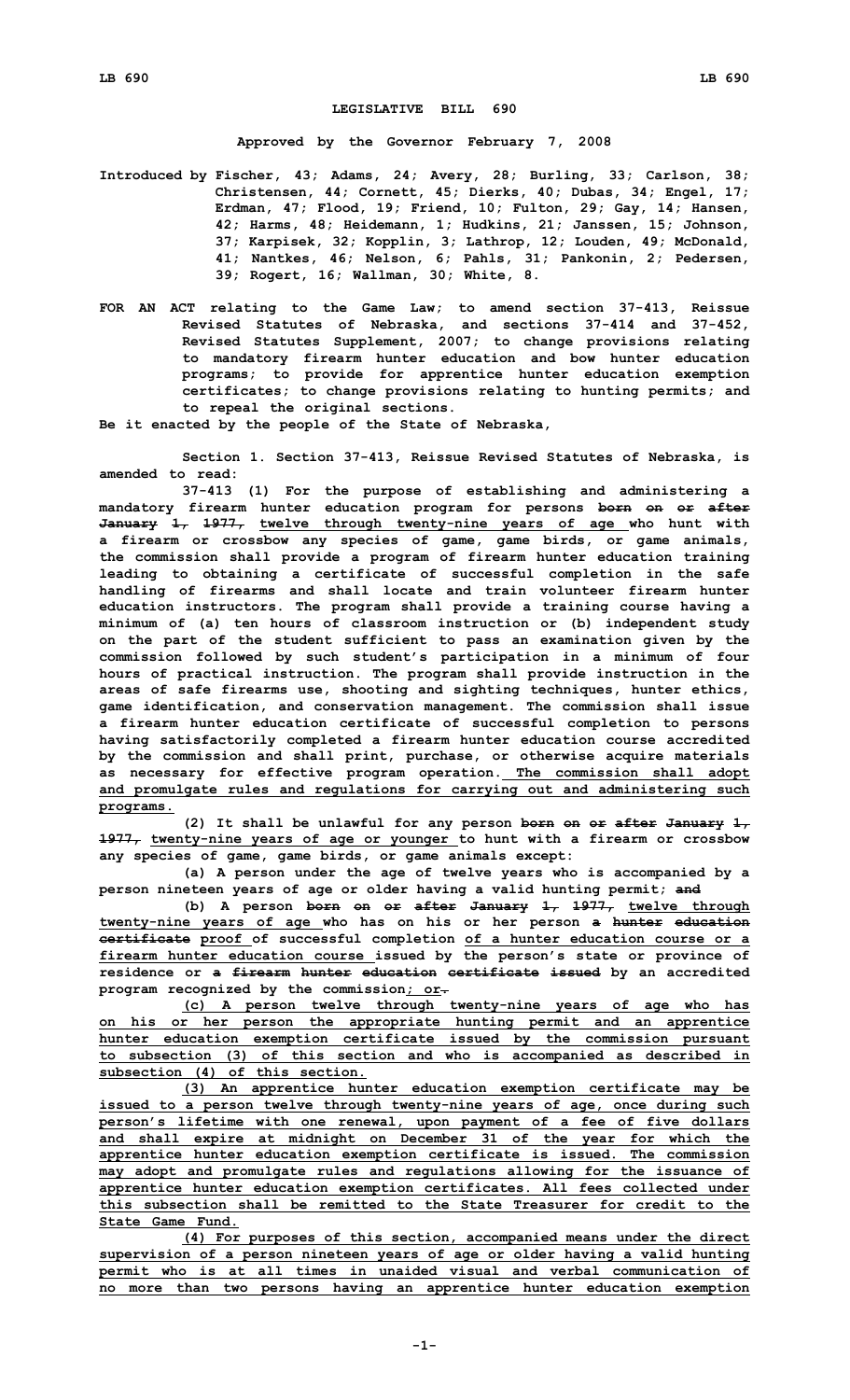**LEGISLATIVE BILL 690**

**Approved by the Governor February 7, 2008**

**Introduced by Fischer, 43; Adams, 24; Avery, 28; Burling, 33; Carlson, 38; Christensen, 44; Cornett, 45; Dierks, 40; Dubas, 34; Engel, 17; Erdman, 47; Flood, 19; Friend, 10; Fulton, 29; Gay, 14; Hansen, 42; Harms, 48; Heidemann, 1; Hudkins, 21; Janssen, 15; Johnson, 37; Karpisek, 32; Kopplin, 3; Lathrop, 12; Louden, 49; McDonald, 41; Nantkes, 46; Nelson, 6; Pahls, 31; Pankonin, 2; Pedersen, 39; Rogert, 16; Wallman, 30; White, 8.**

**FOR AN ACT relating to the Game Law; to amend section 37-413, Reissue Revised Statutes of Nebraska, and sections 37-414 and 37-452, Revised Statutes Supplement, 2007; to change provisions relating to mandatory firearm hunter education and bow hunter education programs; to provide for apprentice hunter education exemption certificates; to change provisions relating to hunting permits; and to repeal the original sections.**

**Be it enacted by the people of the State of Nebraska,**

**Section 1. Section 37-413, Reissue Revised Statutes of Nebraska, is amended to read:**

**37-413 (1) For the purpose of establishing and administering a mandatory firearm hunter education program for persons ~~born on or after January 1, 1977,~~ twelve through twenty-nine years of age who hunt with a firearm or crossbow any species of game, game birds, or game animals, the commission shall provide a program of firearm hunter education training leading to obtaining a certificate of successful completion in the safe handling of firearms and shall locate and train volunteer firearm hunter education instructors. The program shall provide a training course having a minimum of (a) ten hours of classroom instruction or (b) independent study on the part of the student sufficient to pass an examination given by the commission followed by such student's participation in a minimum of four hours of practical instruction. The program shall provide instruction in the areas of safe firearms use, shooting and sighting techniques, hunter ethics, game identification, and conservation management. The commission shall issue a firearm hunter education certificate of successful completion to persons having satisfactorily completed a firearm hunter education course accredited by the commission and shall print, purchase, or otherwise acquire materials as necessary for effective program operation. The commission shall adopt and promulgate rules and regulations for carrying out and administering such programs.**

**(2) It shall be unlawful for any person ~~born on or after January 1, 1977,~~ twenty-nine years of age or younger to hunt with a firearm or crossbow any species of game, game birds, or game animals except:**

**(a) A person under the age of twelve years who is accompanied by a person nineteen years of age or older having a valid hunting permit; ~~and~~**

**(b) A person ~~born on or after January 1, 1977,~~ twelve through twenty-nine years of age who has on his or her person ~~a hunter education certificate~~ proof of successful completion of a hunter education course or a firearm hunter education course issued by the person's state or province of residence or ~~a firearm hunter education certificate issued~~ by an accredited program recognized by the commission; or~~.~~**

**(c) A person twelve through twenty-nine years of age who has on his or her person the appropriate hunting permit and an apprentice hunter education exemption certificate issued by the commission pursuant to subsection (3) of this section and who is accompanied as described in subsection (4) of this section.**

**(3) An apprentice hunter education exemption certificate may be issued to a person twelve through twenty-nine years of age, once during such person's lifetime with one renewal, upon payment of a fee of five dollars and shall expire at midnight on December 31 of the year for which the apprentice hunter education exemption certificate is issued. The commission may adopt and promulgate rules and regulations allowing for the issuance of apprentice hunter education exemption certificates. All fees collected under this subsection shall be remitted to the State Treasurer for credit to the State Game Fund.**

**(4) For purposes of this section, accompanied means under the direct supervision of a person nineteen years of age or older having a valid hunting permit who is at all times in unaided visual and verbal communication of no more than two persons having an apprentice hunter education exemption**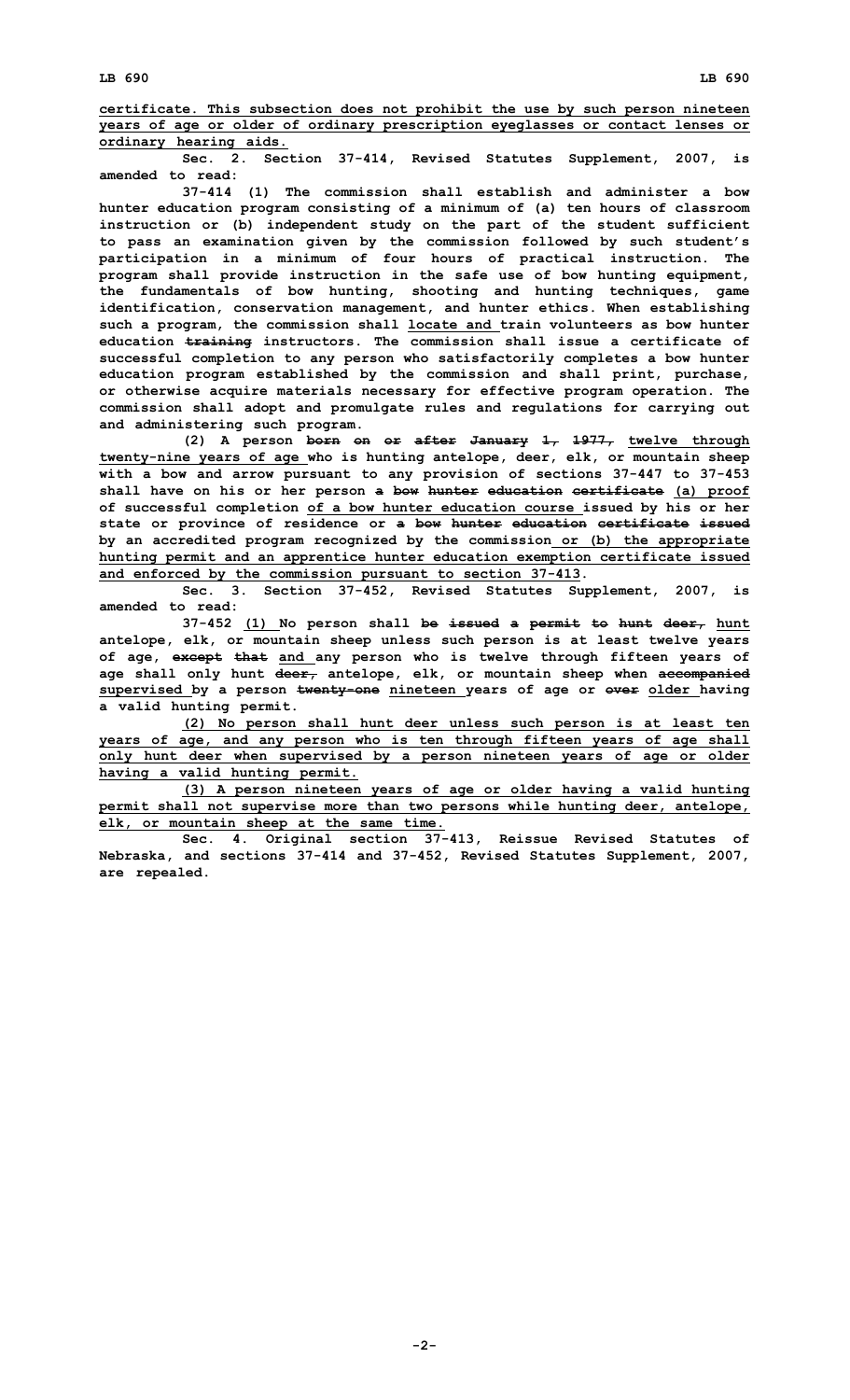certificate. This subsection does not prohibit the use by such person nineteen years of age or older of ordinary prescription eyeglasses or contact lenses or ordinary hearing aids.

Sec. 2. Section 37-414, Revised Statutes Supplement, 2007, is amended to read:

37-414 (1) The commission shall establish and administer a bow hunter education program consisting of a minimum of (a) ten hours of classroom instruction or (b) independent study on the part of the student sufficient to pass an examination given by the commission followed by such student's participation in a minimum of four hours of practical instruction. The program shall provide instruction in the safe use of bow hunting equipment, the fundamentals of bow hunting, shooting and hunting techniques, game identification, conservation management, and hunter ethics. When establishing such a program, the commission shall locate and train volunteers as bow hunter education ~~training~~ instructors. The commission shall issue a certificate of successful completion to any person who satisfactorily completes a bow hunter education program established by the commission and shall print, purchase, or otherwise acquire materials necessary for effective program operation. The commission shall adopt and promulgate rules and regulations for carrying out and administering such program.

(2) A person ~~born on or after January 1, 1977,~~ twelve through twenty-nine years of age who is hunting antelope, deer, elk, or mountain sheep with a bow and arrow pursuant to any provision of sections 37-447 to 37-453 shall have on his or her person ~~a bow hunter education certificate~~ (a) proof of successful completion of a bow hunter education course issued by his or her state or province of residence or ~~a bow hunter education certificate issued~~ by an accredited program recognized by the commission or (b) the appropriate hunting permit and an apprentice hunter education exemption certificate issued and enforced by the commission pursuant to section 37-413.

Sec. 3. Section 37-452, Revised Statutes Supplement, 2007, is amended to read:

37-452 (1) No person shall ~~be issued a permit to hunt deer,~~ hunt antelope, elk, or mountain sheep unless such person is at least twelve years of age, ~~except that~~ and any person who is twelve through fifteen years of age shall only hunt ~~deer,~~ antelope, elk, or mountain sheep when ~~accompanied~~ supervised by a person ~~twenty-one~~ nineteen years of age or ~~over~~ older having a valid hunting permit.

(2) No person shall hunt deer unless such person is at least ten years of age, and any person who is ten through fifteen years of age shall only hunt deer when supervised by a person nineteen years of age or older having a valid hunting permit.

(3) A person nineteen years of age or older having a valid hunting permit shall not supervise more than two persons while hunting deer, antelope, elk, or mountain sheep at the same time.

Sec. 4. Original section 37-413, Reissue Revised Statutes of Nebraska, and sections 37-414 and 37-452, Revised Statutes Supplement, 2007, are repealed.